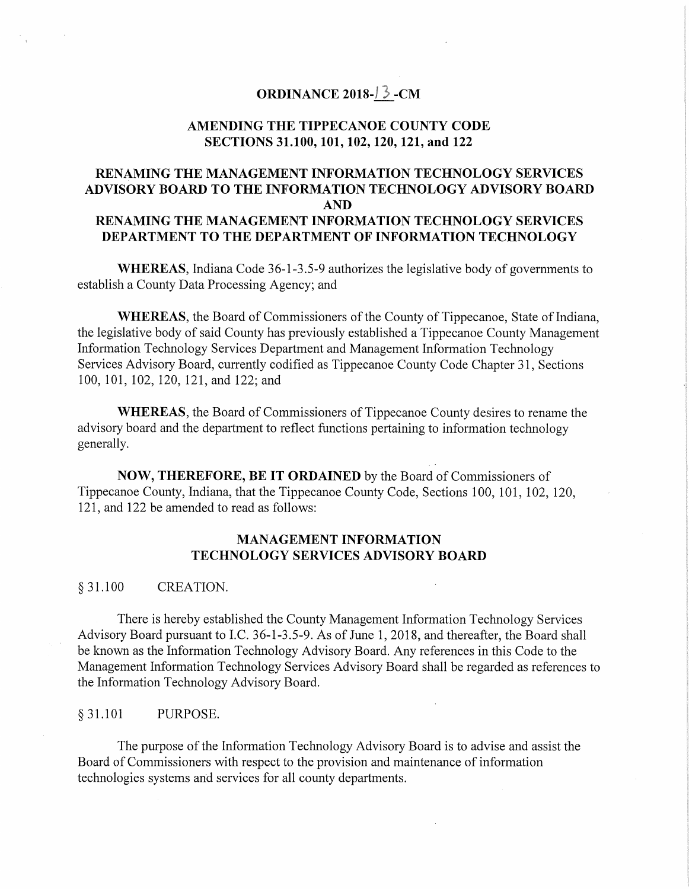# ORDINANCE 2018-13-CM

## AMENDING THE TIPPECANOE COUNTY CODE SECTIONS 31.100, 101, 102, 120, 121, and 122

## RENAMING THE MANAGEMENT INFORMATION TECHNOLOGY SERVICES ADVISORY BOARD TO THE INFORMATION TECHNOLOGY ADVISORY BOARD AND RENAMING THE MANAGEMENT INFORMATION TECHNOLOGY SERVICES DEPARTMENT TO THE DEPARTMENT OF INFORMATION TECHNOLOGY

**WHEREAS**, Indiana Code 36-1-3.5-9 authorizes the legislative body of governments to establish a County Data Processing Agency; and

**WHEREAS**, the Board of Commissioners of the County of Tippecanoe, State of Indiana, the legislative body of said County has previously established a Tippecanoe County Management Information Technology Services Department and Management Information Technology Services Advisory Board, currently codified as Tippecanoe County Code Chapter 31, Sections 100, 101, 102, 120, 121, and 122; and

**WHEREAS**, the Board of Commissioners of Tippecanoe County desires to rename the advisory board and the department to reflect functions pertaining to information technology generally.

**NOW, THEREFORE, BE IT ORDAINED** by the Board of Commissioners of Tippecanoe County, Indiana, that the Tippecanoe County Code, Sections 100, 101, 102, 120, 121, and 122 be amended to read as follows:

### MANAGEMENT INFORMATION TECHNOLOGY SERVICES ADVISORY BOARD

§ 31.100 CREATION.

There is hereby established the County Management Information Technology Services Advisory Board pursuant to I.C. 36-1-3.5-9. As of June 1, 2018, and thereafter, the Board shall be known as the Information Technology Advisory Board. Any references in this Code to the Management Information Technology Services Advisory Board shall be regarded as references to the Information Technology Advisory Board.

§ 31.101 PURPOSE.

The purpose of the Information Technology Advisory Board is to advise and assist the Board of Commissioners with respect to the provision and maintenance of information technologies systems and services for all county departments.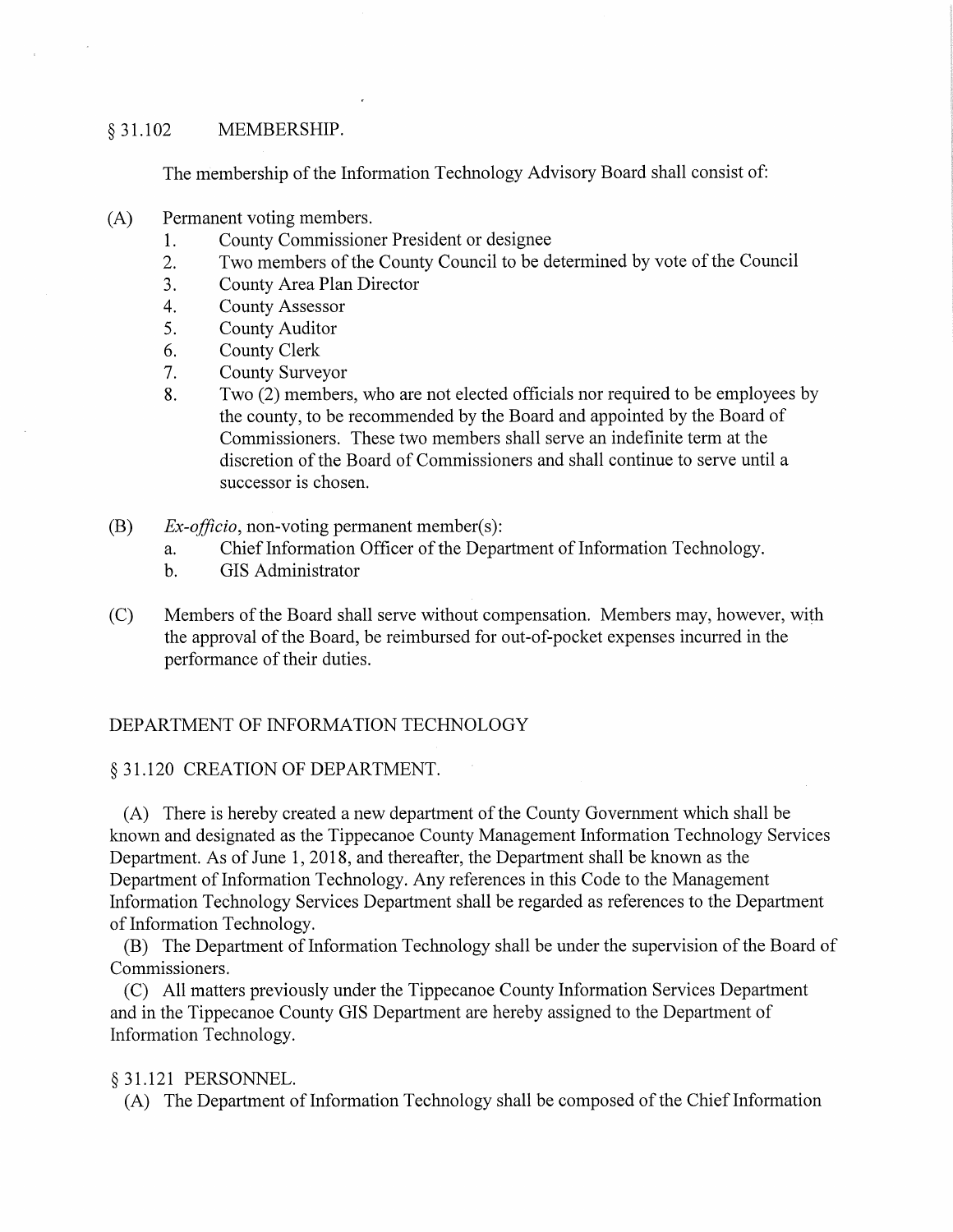§ 31.102 MEMBERSHIP.

The membership of the Information Technology Advisory Board shall consist of:

(A) Permanent voting members.

1. County Commissioner President or designee
2. Two members of the County Council to be determined by vote of the Council
3. County Area Plan Director
4. County Assessor
5. County Auditor
6. County Clerk
7. County Surveyor
8. Two (2) members, who are not elected officials nor required to be employees by the county, to be recommended by the Board and appointed by the Board of Commissioners. These two members shall serve an indefinite term at the discretion of the Board of Commissioners and shall continue to serve until a successor is chosen.

(B) *Ex-officio*, non-voting permanent member(s):

a. Chief Information Officer of the Department of Information Technology.
b. GIS Administrator

(C) Members of the Board shall serve without compensation. Members may, however, with the approval of the Board, be reimbursed for out-of-pocket expenses incurred in the performance of their duties.

DEPARTMENT OF INFORMATION TECHNOLOGY

§ 31.120 CREATION OF DEPARTMENT.

(A) There is hereby created a new department of the County Government which shall be known and designated as the Tippecanoe County Management Information Technology Services Department. As of June 1, 2018, and thereafter, the Department shall be known as the Department of Information Technology. Any references in this Code to the Management Information Technology Services Department shall be regarded as references to the Department of Information Technology.

(B) The Department of Information Technology shall be under the supervision of the Board of Commissioners.

(C) All matters previously under the Tippecanoe County Information Services Department and in the Tippecanoe County GIS Department are hereby assigned to the Department of Information Technology.

§ 31.121 PERSONNEL.

(A) The Department of Information Technology shall be composed of the Chief Information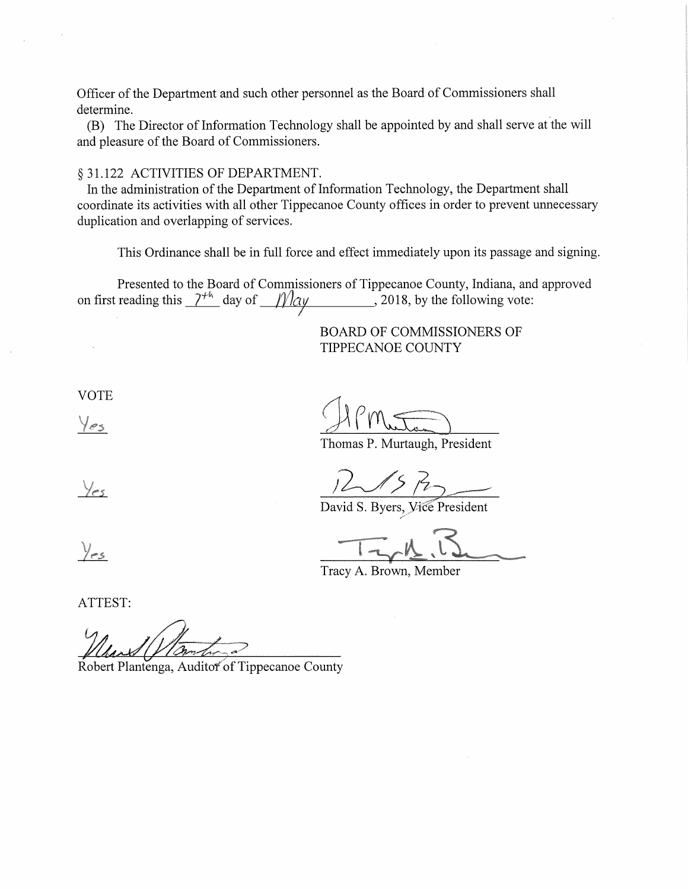Officer of the Department and such other personnel as the Board of Commissioners shall determine.

(B) The Director of Information Technology shall be appointed by and shall serve at the will and pleasure of the Board of Commissioners.

§ 31.122 ACTIVITIES OF DEPARTMENT.

In the administration of the Department of Information Technology, the Department shall coordinate its activities with all other Tippecanoe County offices in order to prevent unnecessary duplication and overlapping of services.

This Ordinance shall be in full force and effect immediately upon its passage and signing.

Presented to the Board of Commissioners of Tippecanoe County, Indiana, and approved on first reading this 7th day of May, 2018, by the following vote:

BOARD OF COMMISSIONERS OF TIPPECANOE COUNTY

VOTE

Yes

Thomas P. Murtaugh, President

Yes

David S. Byers, Vice President

Yes

Tracy A. Brown, Member

ATTEST:

Robert Plantenga, Auditor of Tippecanoe County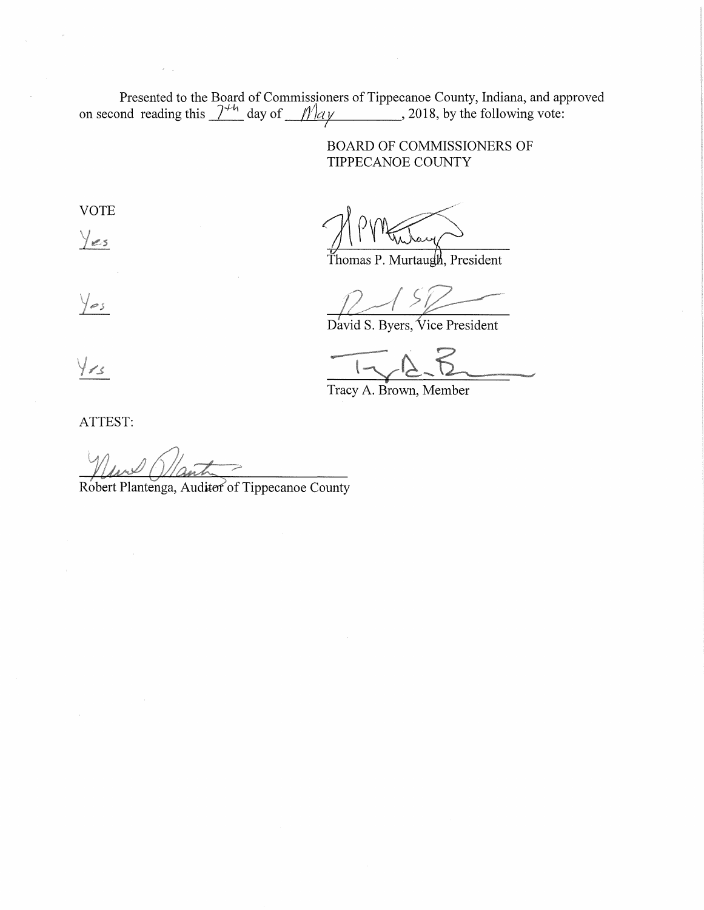Presented to the Board of Commissioners of Tippecanoe County, Indiana, and approved on second reading this 7th day of May, 2018, by the following vote:

BOARD OF COMMISSIONERS OF TIPPECANOE COUNTY

VOTE

Yes

Thomas P. Murtaugh, President

Yes

David S. Byers, Vice President

Yes

Tracy A. Brown, Member

ATTEST:

Robert Plantenga, Auditor of Tippecanoe County